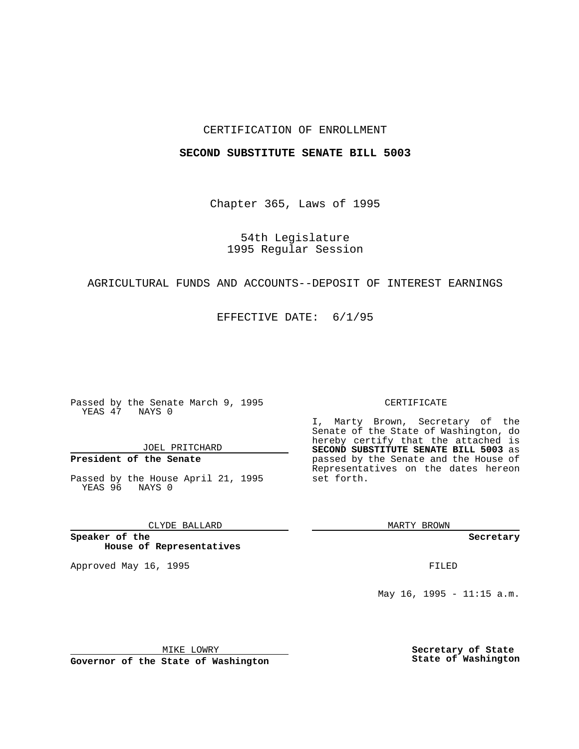CERTIFICATION OF ENROLLMENT

**SECOND SUBSTITUTE SENATE BILL 5003**

Chapter 365, Laws of 1995

54th Legislature
1995 Regular Session

AGRICULTURAL FUNDS AND ACCOUNTS--DEPOSIT OF INTEREST EARNINGS

EFFECTIVE DATE: 6/1/95

Passed by the Senate March 9, 1995
YEAS 47 NAYS 0

JOEL PRITCHARD

**President of the Senate**

Passed by the House April 21, 1995
YEAS 96 NAYS 0

CLYDE BALLARD

**Speaker of the House of Representatives**

Approved May 16, 1995

MIKE LOWRY

**Governor of the State of Washington**

CERTIFICATE

I, Marty Brown, Secretary of the Senate of the State of Washington, do hereby certify that the attached is **SECOND SUBSTITUTE SENATE BILL 5003** as passed by the Senate and the House of Representatives on the dates hereon set forth.

MARTY BROWN

**Secretary**

FILED

May 16, 1995 - 11:15 a.m.

**Secretary of State**
**State of Washington**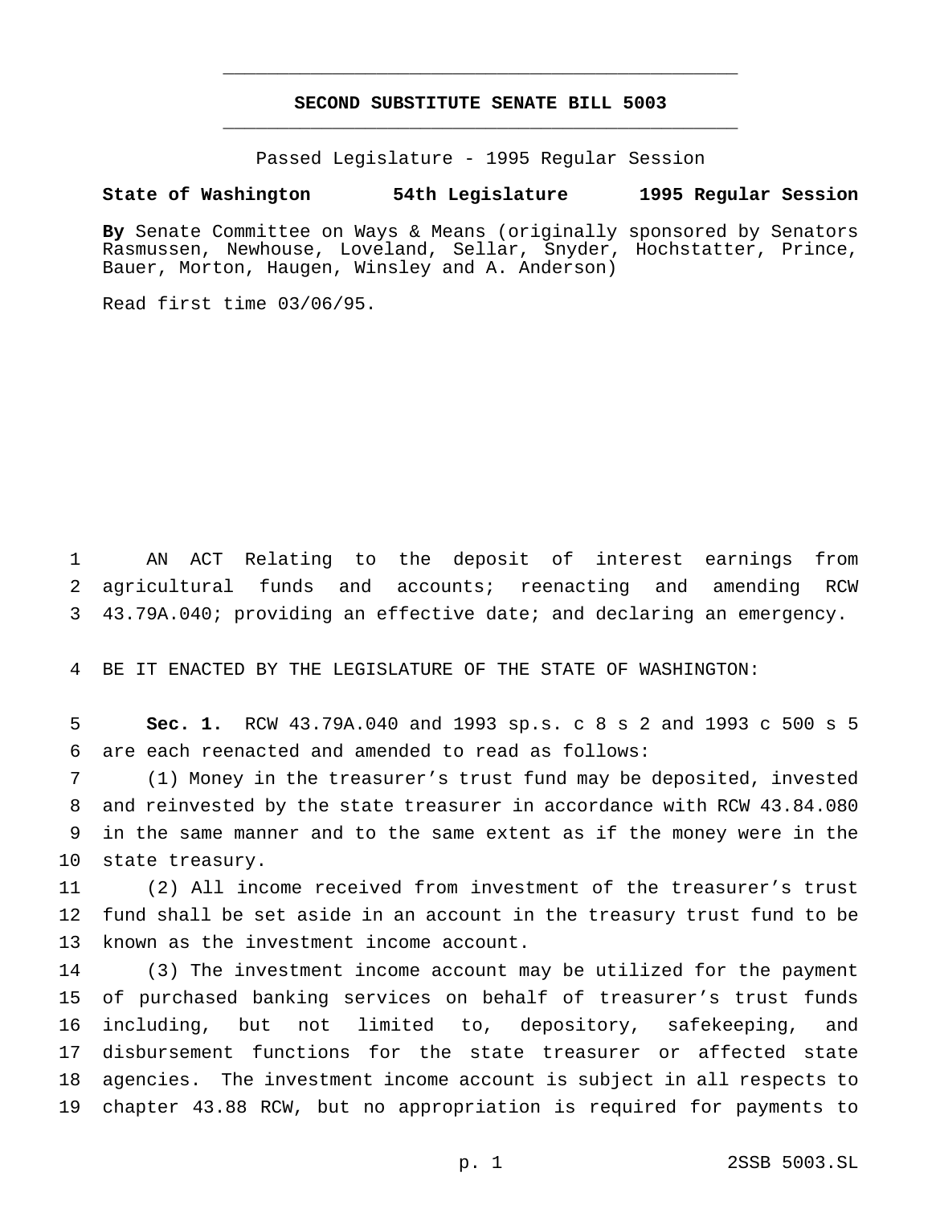# SECOND SUBSTITUTE SENATE BILL 5003

Passed Legislature - 1995 Regular Session

**State of Washington 54th Legislature 1995 Regular Session**

**By** Senate Committee on Ways & Means (originally sponsored by Senators Rasmussen, Newhouse, Loveland, Sellar, Snyder, Hochstatter, Prince, Bauer, Morton, Haugen, Winsley and A. Anderson)

Read first time 03/06/95.

AN ACT Relating to the deposit of interest earnings from agricultural funds and accounts; reenacting and amending RCW 43.79A.040; providing an effective date; and declaring an emergency.

BE IT ENACTED BY THE LEGISLATURE OF THE STATE OF WASHINGTON:

**Sec. 1.** RCW 43.79A.040 and 1993 sp.s. c 8 s 2 and 1993 c 500 s 5 are each reenacted and amended to read as follows:

(1) Money in the treasurer's trust fund may be deposited, invested and reinvested by the state treasurer in accordance with RCW 43.84.080 in the same manner and to the same extent as if the money were in the state treasury.

(2) All income received from investment of the treasurer's trust fund shall be set aside in an account in the treasury trust fund to be known as the investment income account.

(3) The investment income account may be utilized for the payment of purchased banking services on behalf of treasurer's trust funds including, but not limited to, depository, safekeeping, and disbursement functions for the state treasurer or affected state agencies. The investment income account is subject in all respects to chapter 43.88 RCW, but no appropriation is required for payments to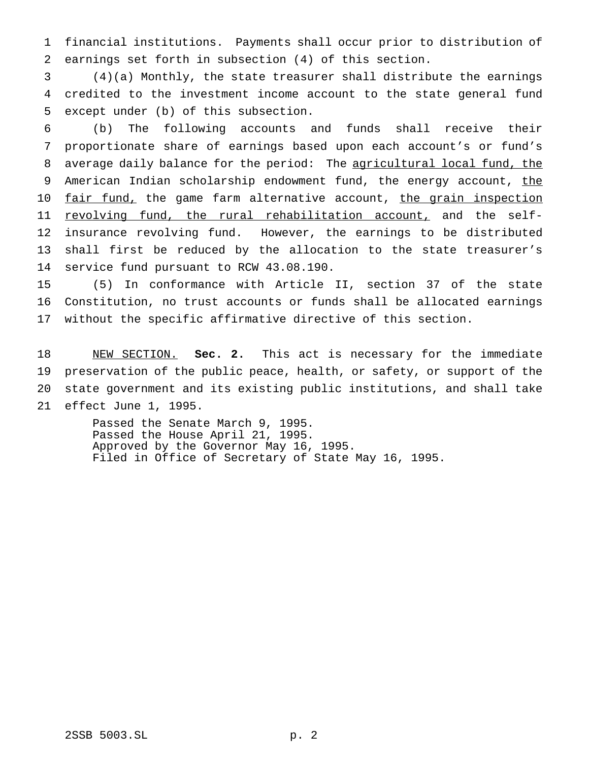financial institutions. Payments shall occur prior to distribution of earnings set forth in subsection (4) of this section.

(4)(a) Monthly, the state treasurer shall distribute the earnings credited to the investment income account to the state general fund except under (b) of this subsection.

(b) The following accounts and funds shall receive their proportionate share of earnings based upon each account's or fund's average daily balance for the period: The agricultural local fund, the American Indian scholarship endowment fund, the energy account, the fair fund, the game farm alternative account, the grain inspection revolving fund, the rural rehabilitation account, and the self-insurance revolving fund. However, the earnings to be distributed shall first be reduced by the allocation to the state treasurer's service fund pursuant to RCW 43.08.190.

(5) In conformance with Article II, section 37 of the state Constitution, no trust accounts or funds shall be allocated earnings without the specific affirmative directive of this section.

NEW SECTION. **Sec. 2.** This act is necessary for the immediate preservation of the public peace, health, or safety, or support of the state government and its existing public institutions, and shall take effect June 1, 1995.

Passed the Senate March 9, 1995.
Passed the House April 21, 1995.
Approved by the Governor May 16, 1995.
Filed in Office of Secretary of State May 16, 1995.